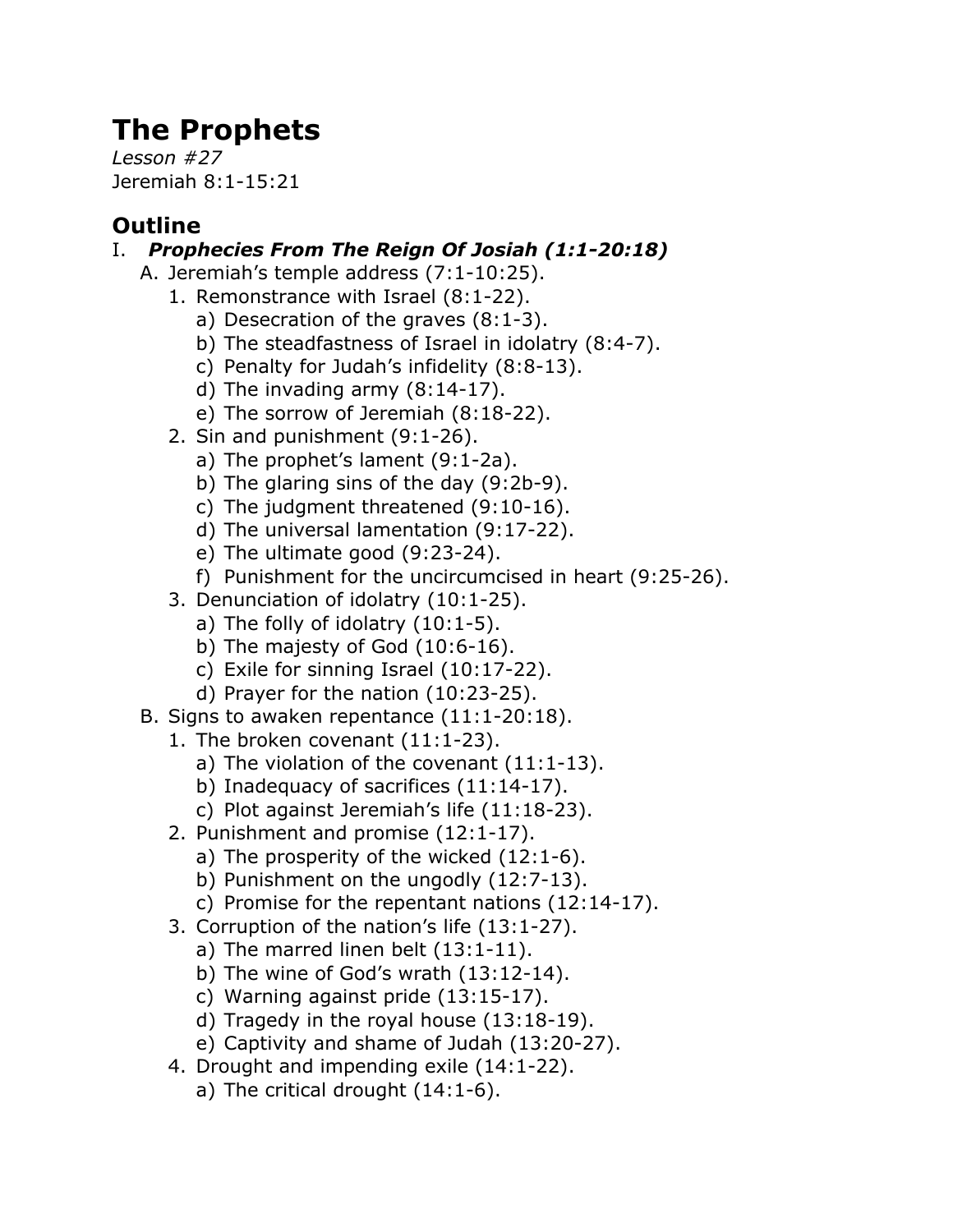# The Prophets

*Lesson #27*

Jeremiah 8:1-15:21

## Outline

I. ***Prophecies From The Reign Of Josiah (1:1-20:18)***

   A. Jeremiah's temple address (7:1-10:25).

      1. Remonstrance with Israel (8:1-22).

         a) Desecration of the graves (8:1-3).

         b) The steadfastness of Israel in idolatry (8:4-7).

         c) Penalty for Judah's infidelity (8:8-13).

         d) The invading army (8:14-17).

         e) The sorrow of Jeremiah (8:18-22).

      2. Sin and punishment (9:1-26).

         a) The prophet's lament (9:1-2a).

         b) The glaring sins of the day (9:2b-9).

         c) The judgment threatened (9:10-16).

         d) The universal lamentation (9:17-22).

         e) The ultimate good (9:23-24).

         f) Punishment for the uncircumcised in heart (9:25-26).

      3. Denunciation of idolatry (10:1-25).

         a) The folly of idolatry (10:1-5).

         b) The majesty of God (10:6-16).

         c) Exile for sinning Israel (10:17-22).

         d) Prayer for the nation (10:23-25).

   B. Signs to awaken repentance (11:1-20:18).

      1. The broken covenant (11:1-23).

         a) The violation of the covenant (11:1-13).

         b) Inadequacy of sacrifices (11:14-17).

         c) Plot against Jeremiah's life (11:18-23).

      2. Punishment and promise (12:1-17).

         a) The prosperity of the wicked (12:1-6).

         b) Punishment on the ungodly (12:7-13).

         c) Promise for the repentant nations (12:14-17).

      3. Corruption of the nation's life (13:1-27).

         a) The marred linen belt (13:1-11).

         b) The wine of God's wrath (13:12-14).

         c) Warning against pride (13:15-17).

         d) Tragedy in the royal house (13:18-19).

         e) Captivity and shame of Judah (13:20-27).

      4. Drought and impending exile (14:1-22).

         a) The critical drought (14:1-6).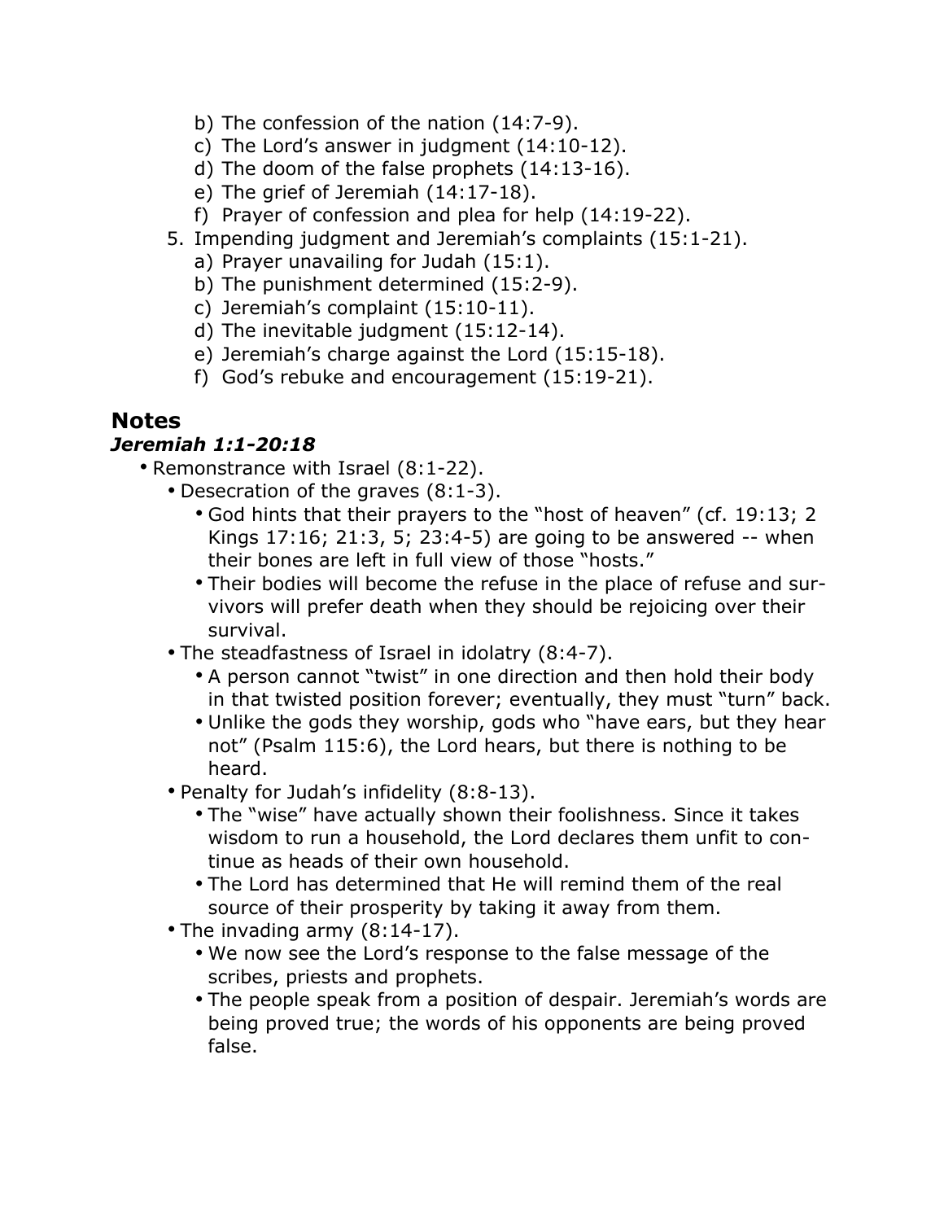b) The confession of the nation (14:7-9).
   c) The Lord's answer in judgment (14:10-12).
   d) The doom of the false prophets (14:13-16).
   e) The grief of Jeremiah (14:17-18).
   f) Prayer of confession and plea for help (14:19-22).

5. Impending judgment and Jeremiah's complaints (15:1-21).
   a) Prayer unavailing for Judah (15:1).
   b) The punishment determined (15:2-9).
   c) Jeremiah's complaint (15:10-11).
   d) The inevitable judgment (15:12-14).
   e) Jeremiah's charge against the Lord (15:15-18).
   f) God's rebuke and encouragement (15:19-21).

## Notes

### *Jeremiah 1:1-20:18*

- Remonstrance with Israel (8:1-22).
  - Desecration of the graves (8:1-3).
    - God hints that their prayers to the "host of heaven" (cf. 19:13; 2 Kings 17:16; 21:3, 5; 23:4-5) are going to be answered -- when their bones are left in full view of those "hosts."
    - Their bodies will become the refuse in the place of refuse and survivors will prefer death when they should be rejoicing over their survival.
  - The steadfastness of Israel in idolatry (8:4-7).
    - A person cannot "twist" in one direction and then hold their body in that twisted position forever; eventually, they must "turn" back.
    - Unlike the gods they worship, gods who "have ears, but they hear not" (Psalm 115:6), the Lord hears, but there is nothing to be heard.
  - Penalty for Judah's infidelity (8:8-13).
    - The "wise" have actually shown their foolishness. Since it takes wisdom to run a household, the Lord declares them unfit to continue as heads of their own household.
    - The Lord has determined that He will remind them of the real source of their prosperity by taking it away from them.
  - The invading army (8:14-17).
    - We now see the Lord's response to the false message of the scribes, priests and prophets.
    - The people speak from a position of despair. Jeremiah's words are being proved true; the words of his opponents are being proved false.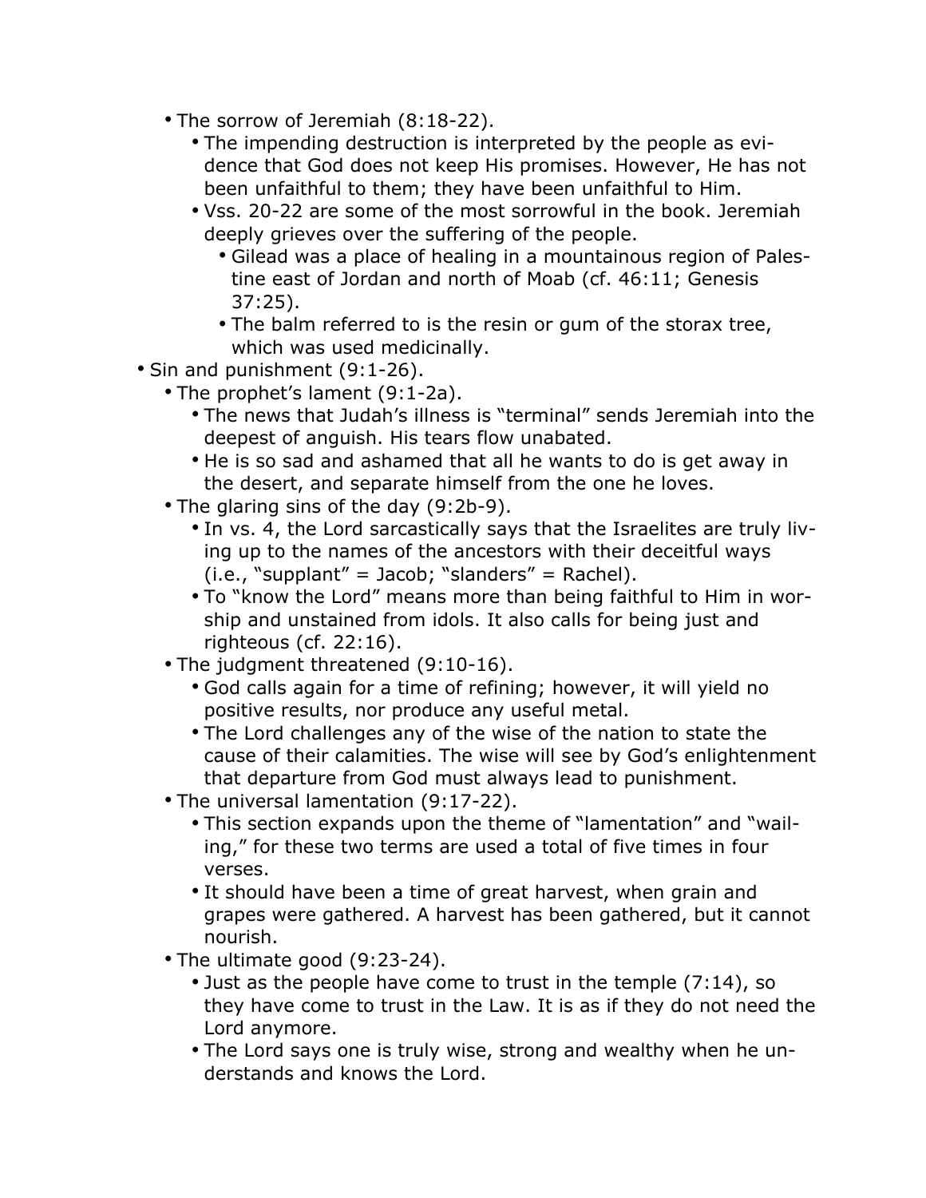- The sorrow of Jeremiah (8:18-22).
  - The impending destruction is interpreted by the people as evidence that God does not keep His promises. However, He has not been unfaithful to them; they have been unfaithful to Him.
  - Vss. 20-22 are some of the most sorrowful in the book. Jeremiah deeply grieves over the suffering of the people.
    - Gilead was a place of healing in a mountainous region of Palestine east of Jordan and north of Moab (cf. 46:11; Genesis 37:25).
    - The balm referred to is the resin or gum of the storax tree, which was used medicinally.
- Sin and punishment (9:1-26).
  - The prophet's lament (9:1-2a).
    - The news that Judah's illness is "terminal" sends Jeremiah into the deepest of anguish. His tears flow unabated.
    - He is so sad and ashamed that all he wants to do is get away in the desert, and separate himself from the one he loves.
  - The glaring sins of the day (9:2b-9).
    - In vs. 4, the Lord sarcastically says that the Israelites are truly living up to the names of the ancestors with their deceitful ways (i.e., "supplant" = Jacob; "slanders" = Rachel).
    - To "know the Lord" means more than being faithful to Him in worship and unstained from idols. It also calls for being just and righteous (cf. 22:16).
  - The judgment threatened (9:10-16).
    - God calls again for a time of refining; however, it will yield no positive results, nor produce any useful metal.
    - The Lord challenges any of the wise of the nation to state the cause of their calamities. The wise will see by God's enlightenment that departure from God must always lead to punishment.
  - The universal lamentation (9:17-22).
    - This section expands upon the theme of "lamentation" and "wailing," for these two terms are used a total of five times in four verses.
    - It should have been a time of great harvest, when grain and grapes were gathered. A harvest has been gathered, but it cannot nourish.
  - The ultimate good (9:23-24).
    - Just as the people have come to trust in the temple (7:14), so they have come to trust in the Law. It is as if they do not need the Lord anymore.
    - The Lord says one is truly wise, strong and wealthy when he understands and knows the Lord.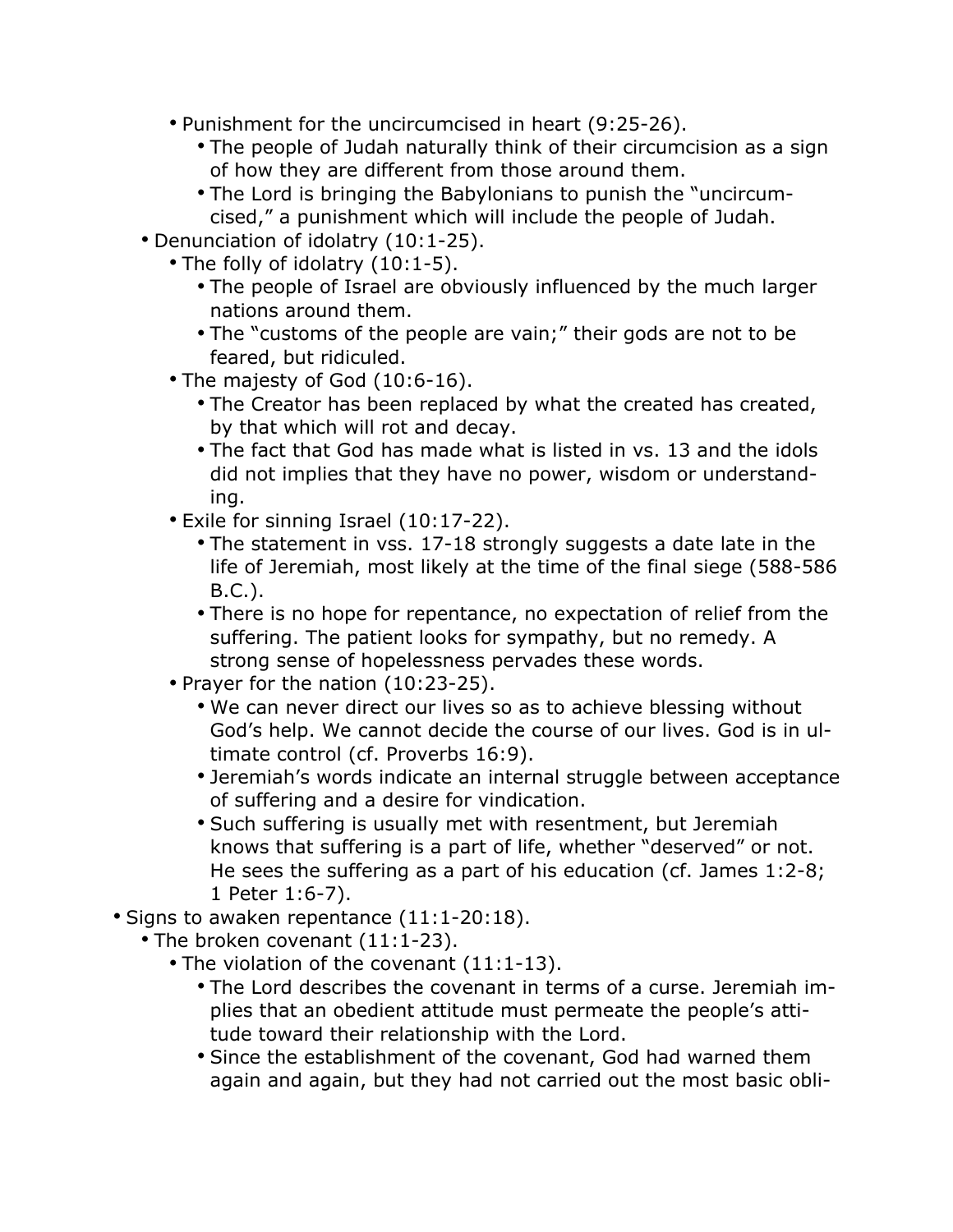- Punishment for the uncircumcised in heart (9:25-26).
            - The people of Judah naturally think of their circumcision as a sign of how they are different from those around them.
            - The Lord is bringing the Babylonians to punish the "uncircumcised," a punishment which will include the people of Judah.
    - Denunciation of idolatry (10:1-25).
        - The folly of idolatry (10:1-5).
            - The people of Israel are obviously influenced by the much larger nations around them.
            - The "customs of the people are vain;" their gods are not to be feared, but ridiculed.
        - The majesty of God (10:6-16).
            - The Creator has been replaced by what the created has created, by that which will rot and decay.
            - The fact that God has made what is listed in vs. 13 and the idols did not implies that they have no power, wisdom or understanding.
        - Exile for sinning Israel (10:17-22).
            - The statement in vss. 17-18 strongly suggests a date late in the life of Jeremiah, most likely at the time of the final siege (588-586 B.C.).
            - There is no hope for repentance, no expectation of relief from the suffering. The patient looks for sympathy, but no remedy. A strong sense of hopelessness pervades these words.
        - Prayer for the nation (10:23-25).
            - We can never direct our lives so as to achieve blessing without God's help. We cannot decide the course of our lives. God is in ultimate control (cf. Proverbs 16:9).
            - Jeremiah's words indicate an internal struggle between acceptance of suffering and a desire for vindication.
            - Such suffering is usually met with resentment, but Jeremiah knows that suffering is a part of life, whether "deserved" or not. He sees the suffering as a part of his education (cf. James 1:2-8; 1 Peter 1:6-7).
- Signs to awaken repentance (11:1-20:18).
    - The broken covenant (11:1-23).
        - The violation of the covenant (11:1-13).
            - The Lord describes the covenant in terms of a curse. Jeremiah implies that an obedient attitude must permeate the people's attitude toward their relationship with the Lord.
            - Since the establishment of the covenant, God had warned them again and again, but they had not carried out the most basic obli-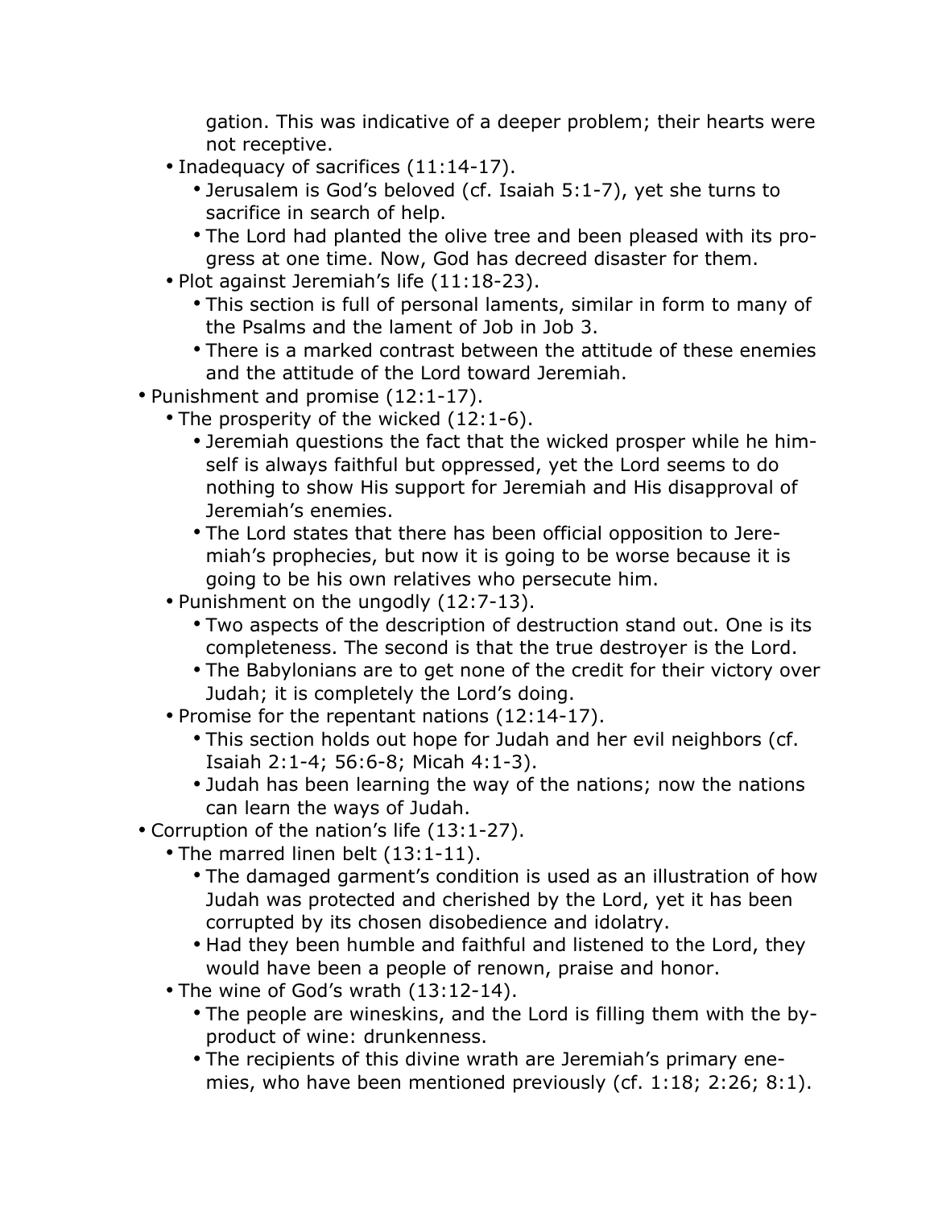gation. This was indicative of a deeper problem; their hearts were not receptive.

- Inadequacy of sacrifices (11:14-17).
    - Jerusalem is God's beloved (cf. Isaiah 5:1-7), yet she turns to sacrifice in search of help.
    - The Lord had planted the olive tree and been pleased with its progress at one time. Now, God has decreed disaster for them.
- Plot against Jeremiah's life (11:18-23).
    - This section is full of personal laments, similar in form to many of the Psalms and the lament of Job in Job 3.
    - There is a marked contrast between the attitude of these enemies and the attitude of the Lord toward Jeremiah.

- Punishment and promise (12:1-17).
    - The prosperity of the wicked (12:1-6).
        - Jeremiah questions the fact that the wicked prosper while he himself is always faithful but oppressed, yet the Lord seems to do nothing to show His support for Jeremiah and His disapproval of Jeremiah's enemies.
        - The Lord states that there has been official opposition to Jeremiah's prophecies, but now it is going to be worse because it is going to be his own relatives who persecute him.
    - Punishment on the ungodly (12:7-13).
        - Two aspects of the description of destruction stand out. One is its completeness. The second is that the true destroyer is the Lord.
        - The Babylonians are to get none of the credit for their victory over Judah; it is completely the Lord's doing.
    - Promise for the repentant nations (12:14-17).
        - This section holds out hope for Judah and her evil neighbors (cf. Isaiah 2:1-4; 56:6-8; Micah 4:1-3).
        - Judah has been learning the way of the nations; now the nations can learn the ways of Judah.
- Corruption of the nation's life (13:1-27).
    - The marred linen belt (13:1-11).
        - The damaged garment's condition is used as an illustration of how Judah was protected and cherished by the Lord, yet it has been corrupted by its chosen disobedience and idolatry.
        - Had they been humble and faithful and listened to the Lord, they would have been a people of renown, praise and honor.
    - The wine of God's wrath (13:12-14).
        - The people are wineskins, and the Lord is filling them with the byproduct of wine: drunkenness.
        - The recipients of this divine wrath are Jeremiah's primary enemies, who have been mentioned previously (cf. 1:18; 2:26; 8:1).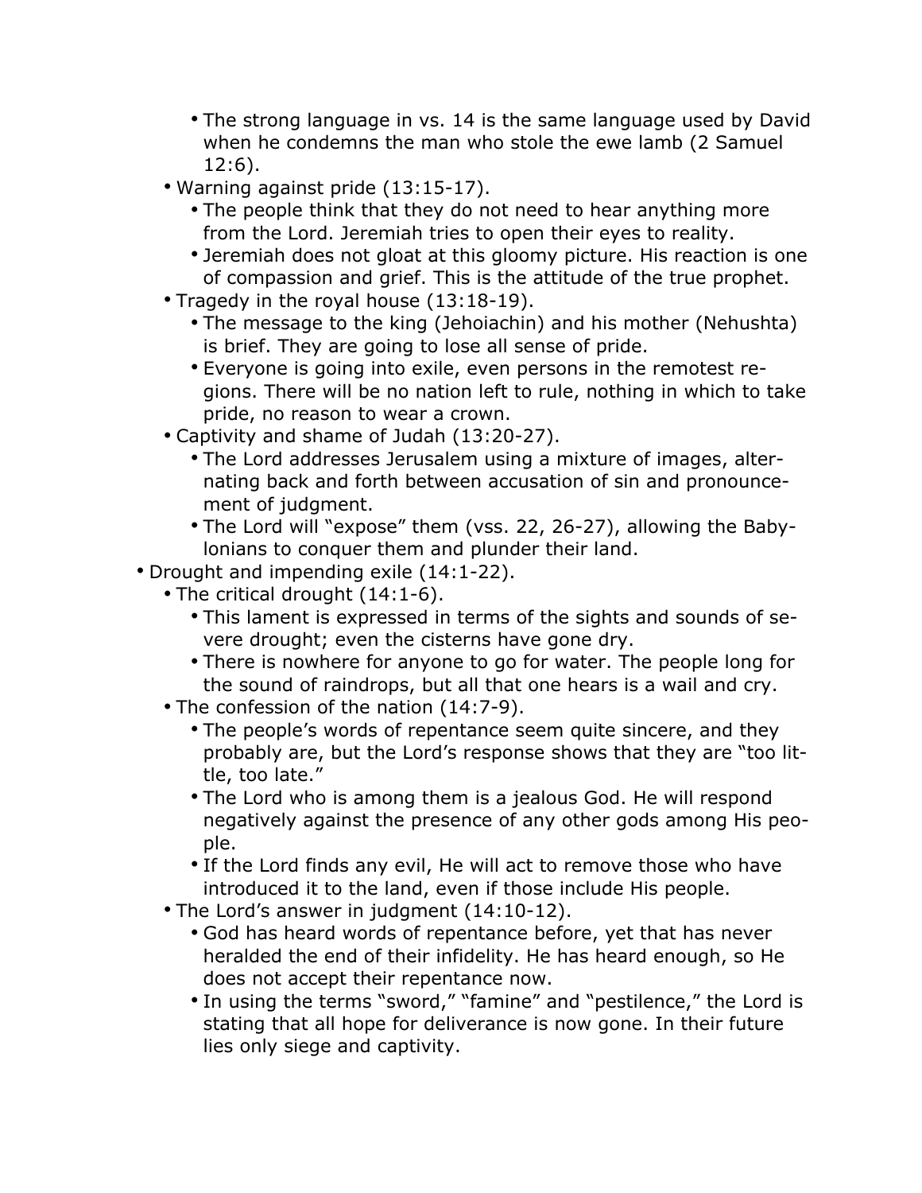- The strong language in vs. 14 is the same language used by David when he condemns the man who stole the ewe lamb (2 Samuel 12:6).
  - Warning against pride (13:15-17).
    - The people think that they do not need to hear anything more from the Lord. Jeremiah tries to open their eyes to reality.
    - Jeremiah does not gloat at this gloomy picture. His reaction is one of compassion and grief. This is the attitude of the true prophet.
  - Tragedy in the royal house (13:18-19).
    - The message to the king (Jehoiachin) and his mother (Nehushta) is brief. They are going to lose all sense of pride.
    - Everyone is going into exile, even persons in the remotest regions. There will be no nation left to rule, nothing in which to take pride, no reason to wear a crown.
  - Captivity and shame of Judah (13:20-27).
    - The Lord addresses Jerusalem using a mixture of images, alternating back and forth between accusation of sin and pronouncement of judgment.
    - The Lord will "expose" them (vss. 22, 26-27), allowing the Babylonians to conquer them and plunder their land.
- Drought and impending exile (14:1-22).
  - The critical drought (14:1-6).
    - This lament is expressed in terms of the sights and sounds of severe drought; even the cisterns have gone dry.
    - There is nowhere for anyone to go for water. The people long for the sound of raindrops, but all that one hears is a wail and cry.
  - The confession of the nation (14:7-9).
    - The people's words of repentance seem quite sincere, and they probably are, but the Lord's response shows that they are "too little, too late."
    - The Lord who is among them is a jealous God. He will respond negatively against the presence of any other gods among His people.
    - If the Lord finds any evil, He will act to remove those who have introduced it to the land, even if those include His people.
  - The Lord's answer in judgment (14:10-12).
    - God has heard words of repentance before, yet that has never heralded the end of their infidelity. He has heard enough, so He does not accept their repentance now.
    - In using the terms "sword," "famine" and "pestilence," the Lord is stating that all hope for deliverance is now gone. In their future lies only siege and captivity.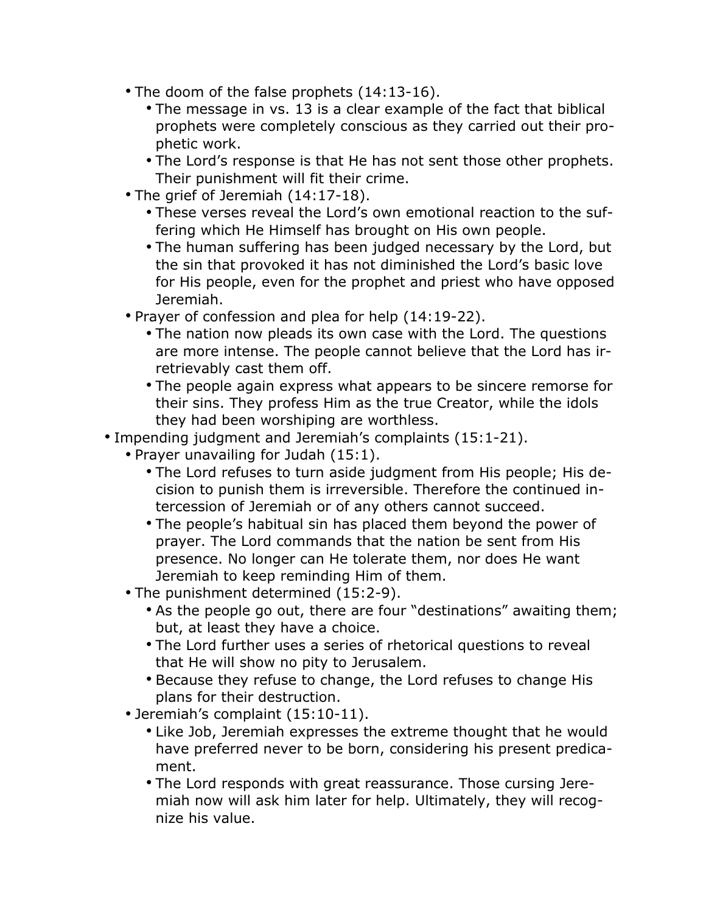- The doom of the false prophets (14:13-16).
  - The message in vs. 13 is a clear example of the fact that biblical prophets were completely conscious as they carried out their prophetic work.
  - The Lord's response is that He has not sent those other prophets. Their punishment will fit their crime.
- The grief of Jeremiah (14:17-18).
  - These verses reveal the Lord's own emotional reaction to the suffering which He Himself has brought on His own people.
  - The human suffering has been judged necessary by the Lord, but the sin that provoked it has not diminished the Lord's basic love for His people, even for the prophet and priest who have opposed Jeremiah.
- Prayer of confession and plea for help (14:19-22).
  - The nation now pleads its own case with the Lord. The questions are more intense. The people cannot believe that the Lord has irretrievably cast them off.
  - The people again express what appears to be sincere remorse for their sins. They profess Him as the true Creator, while the idols they had been worshiping are worthless.

- Impending judgment and Jeremiah's complaints (15:1-21).
  - Prayer unavailing for Judah (15:1).
    - The Lord refuses to turn aside judgment from His people; His decision to punish them is irreversible. Therefore the continued intercession of Jeremiah or of any others cannot succeed.
    - The people's habitual sin has placed them beyond the power of prayer. The Lord commands that the nation be sent from His presence. No longer can He tolerate them, nor does He want Jeremiah to keep reminding Him of them.
  - The punishment determined (15:2-9).
    - As the people go out, there are four "destinations" awaiting them; but, at least they have a choice.
    - The Lord further uses a series of rhetorical questions to reveal that He will show no pity to Jerusalem.
    - Because they refuse to change, the Lord refuses to change His plans for their destruction.
  - Jeremiah's complaint (15:10-11).
    - Like Job, Jeremiah expresses the extreme thought that he would have preferred never to be born, considering his present predicament.
    - The Lord responds with great reassurance. Those cursing Jeremiah now will ask him later for help. Ultimately, they will recognize his value.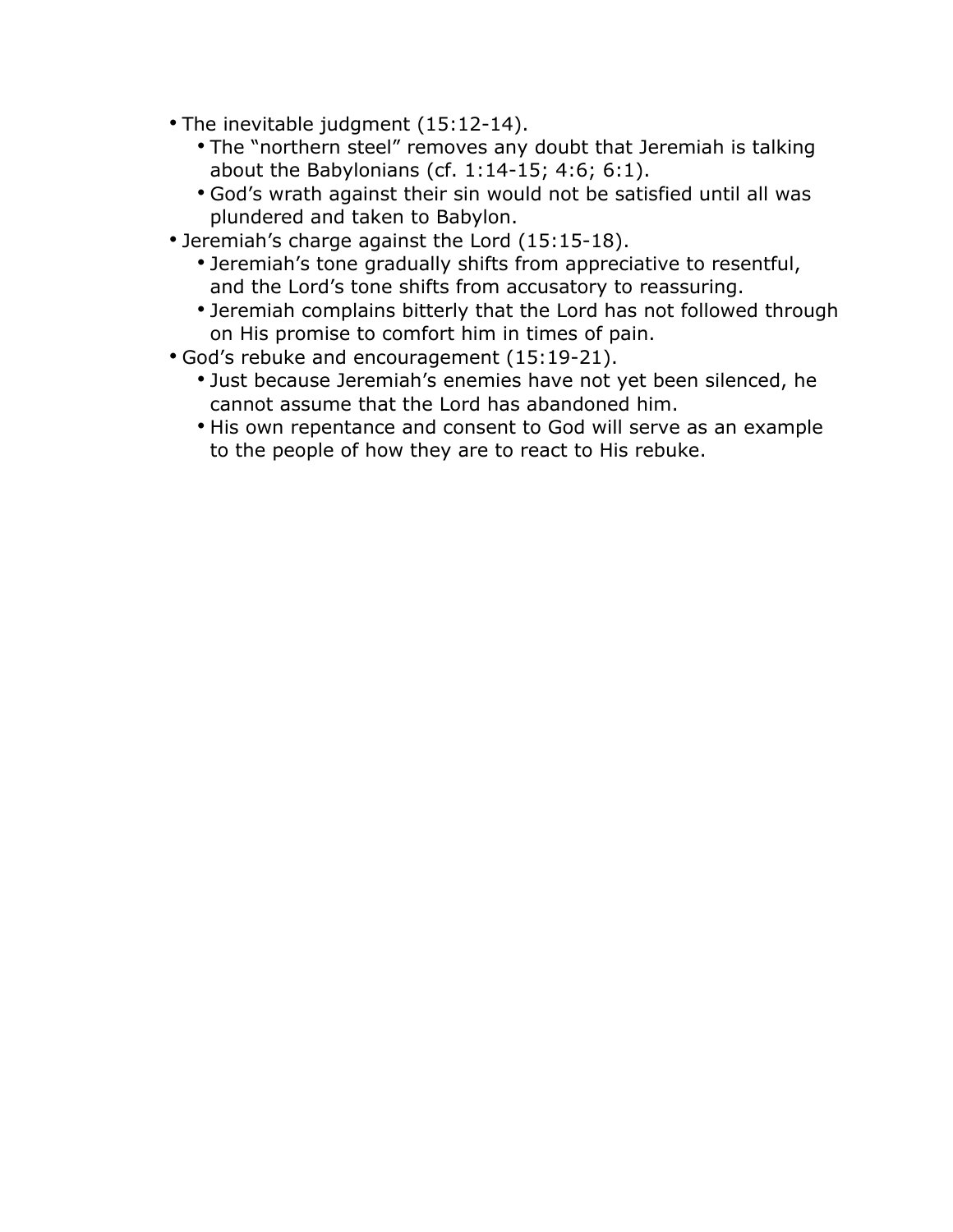- The inevitable judgment (15:12-14).
  - The "northern steel" removes any doubt that Jeremiah is talking about the Babylonians (cf. 1:14-15; 4:6; 6:1).
  - God's wrath against their sin would not be satisfied until all was plundered and taken to Babylon.
- Jeremiah's charge against the Lord (15:15-18).
  - Jeremiah's tone gradually shifts from appreciative to resentful, and the Lord's tone shifts from accusatory to reassuring.
  - Jeremiah complains bitterly that the Lord has not followed through on His promise to comfort him in times of pain.
- God's rebuke and encouragement (15:19-21).
  - Just because Jeremiah's enemies have not yet been silenced, he cannot assume that the Lord has abandoned him.
  - His own repentance and consent to God will serve as an example to the people of how they are to react to His rebuke.